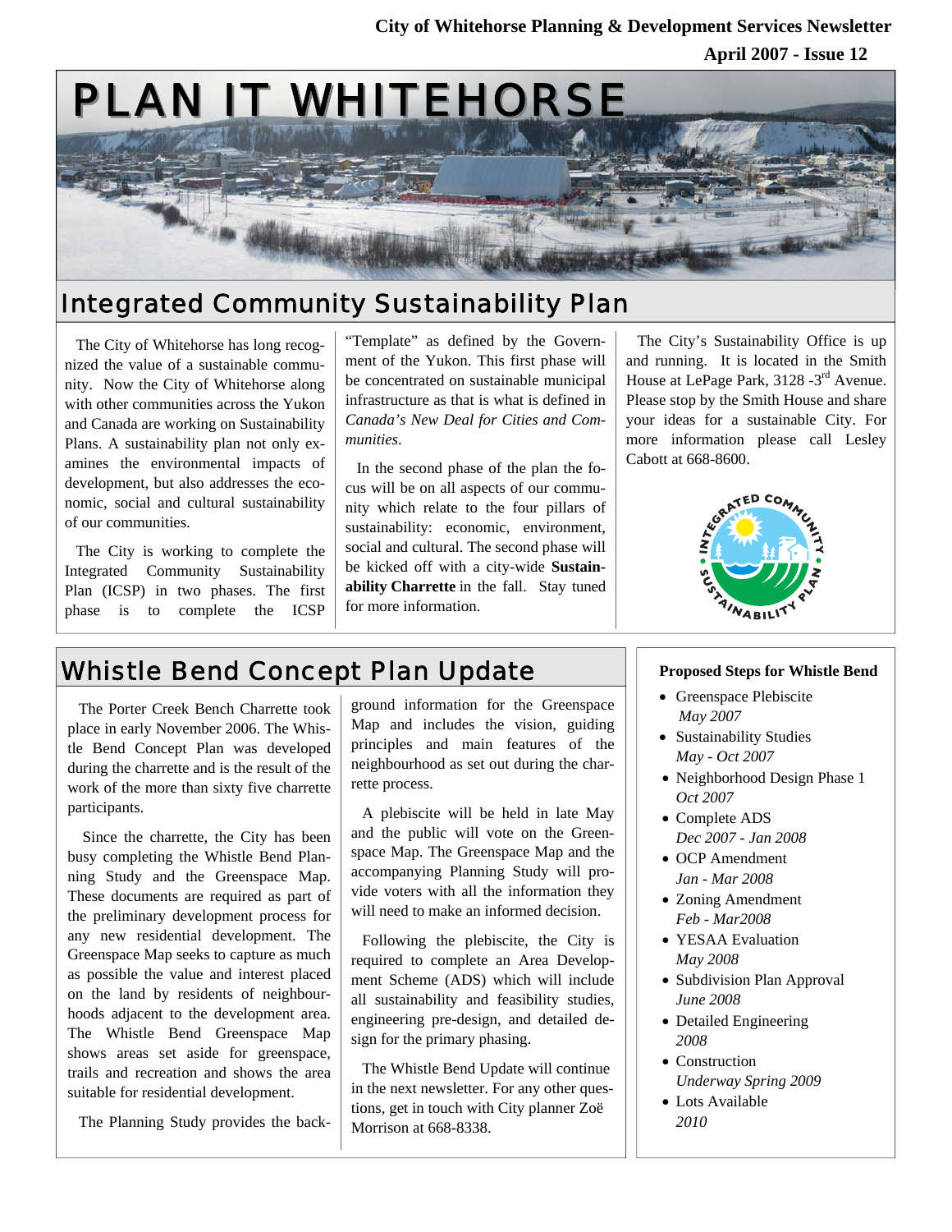City of Whitehorse Planning & Development Services Newsletter

April 2007 - Issue 12

# PLAN IT WHITEHORSE

## Integrated Community Sustainability Plan

The City of Whitehorse has long recognized the value of a sustainable community. Now the City of Whitehorse along with other communities across the Yukon and Canada are working on Sustainability Plans. A sustainability plan not only examines the environmental impacts of development, but also addresses the economic, social and cultural sustainability of our communities.

The City is working to complete the Integrated Community Sustainability Plan (ICSP) in two phases. The first phase is to complete the ICSP "Template" as defined by the Government of the Yukon. This first phase will be concentrated on sustainable municipal infrastructure as that is what is defined in *Canada's New Deal for Cities and Communities*.

In the second phase of the plan the focus will be on all aspects of our community which relate to the four pillars of sustainability: economic, environment, social and cultural. The second phase will be kicked off with a city-wide **Sustainability Charrette** in the fall. Stay tuned for more information.

The City's Sustainability Office is up and running. It is located in the Smith House at LePage Park, 3128 -3rd Avenue. Please stop by the Smith House and share your ideas for a sustainable City. For more information please call Lesley Cabott at 668-8600.

## Whistle Bend Concept Plan Update

The Porter Creek Bench Charrette took place in early November 2006. The Whistle Bend Concept Plan was developed during the charrette and is the result of the work of the more than sixty five charrette participants.

Since the charrette, the City has been busy completing the Whistle Bend Planning Study and the Greenspace Map. These documents are required as part of the preliminary development process for any new residential development. The Greenspace Map seeks to capture as much as possible the value and interest placed on the land by residents of neighbourhoods adjacent to the development area. The Whistle Bend Greenspace Map shows areas set aside for greenspace, trails and recreation and shows the area suitable for residential development.

The Planning Study provides the background information for the Greenspace Map and includes the vision, guiding principles and main features of the neighbourhood as set out during the charrette process.

A plebiscite will be held in late May and the public will vote on the Greenspace Map. The Greenspace Map and the accompanying Planning Study will provide voters with all the information they will need to make an informed decision.

Following the plebiscite, the City is required to complete an Area Development Scheme (ADS) which will include all sustainability and feasibility studies, engineering pre-design, and detailed design for the primary phasing.

The Whistle Bend Update will continue in the next newsletter. For any other questions, get in touch with City planner Zoë Morrison at 668-8338.

**Proposed Steps for Whistle Bend**

- Greenspace Plebiscite
  *May 2007*
- Sustainability Studies
  *May - Oct 2007*
- Neighborhood Design Phase 1
  *Oct 2007*
- Complete ADS
  *Dec 2007 - Jan 2008*
- OCP Amendment
  *Jan - Mar 2008*
- Zoning Amendment
  *Feb - Mar2008*
- YESAA Evaluation
  *May 2008*
- Subdivision Plan Approval
  *June 2008*
- Detailed Engineering
  *2008*
- Construction
  *Underway Spring 2009*
- Lots Available
  *2010*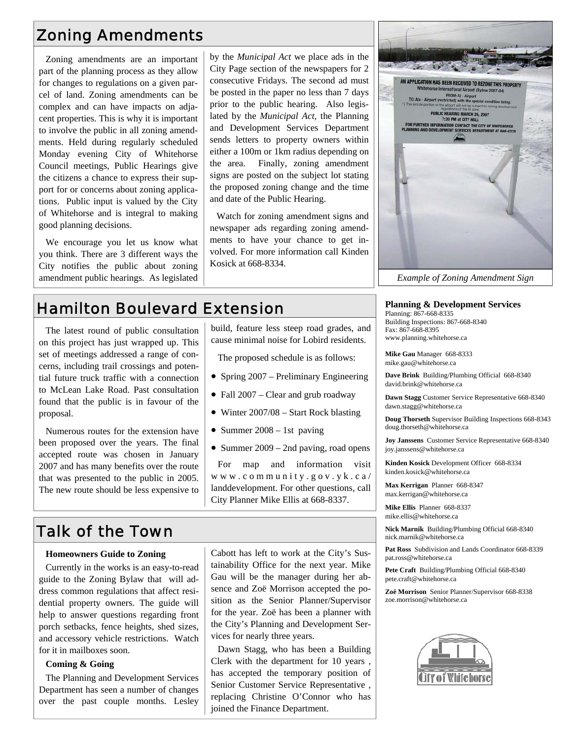## Zoning Amendments

Zoning amendments are an important part of the planning process as they allow for changes to regulations on a given parcel of land. Zoning amendments can be complex and can have impacts on adjacent properties. This is why it is important to involve the public in all zoning amendments. Held during regularly scheduled Monday evening City of Whitehorse Council meetings, Public Hearings give the citizens a chance to express their support for or concerns about zoning applications. Public input is valued by the City of Whitehorse and is integral to making good planning decisions.

We encourage you let us know what you think. There are 3 different ways the City notifies the public about zoning amendment public hearings. As legislated by the *Municipal Act* we place ads in the City Page section of the newspapers for 2 consecutive Fridays. The second ad must be posted in the paper no less than 7 days prior to the public hearing. Also legislated by the *Municipal Act,* the Planning and Development Services Department sends letters to property owners within either a 100m or 1km radius depending on the area. Finally, zoning amendment signs are posted on the subject lot stating the proposed zoning change and the time and date of the Public Hearing.

Watch for zoning amendment signs and newspaper ads regarding zoning amendments to have your chance to get involved. For more information call Kinden Kosick at 668-8334.

*Example of Zoning Amendment Sign*

## Hamilton Boulevard Extension

The latest round of public consultation on this project has just wrapped up. This set of meetings addressed a range of concerns, including trail crossings and potential future truck traffic with a connection to McLean Lake Road. Past consultation found that the public is in favour of the proposal.

Numerous routes for the extension have been proposed over the years. The final accepted route was chosen in January 2007 and has many benefits over the route that was presented to the public in 2005. The new route should be less expensive to build, feature less steep road grades, and cause minimal noise for Lobird residents.

The proposed schedule is as follows:

- Spring 2007 – Preliminary Engineering
- Fall 2007 – Clear and grub roadway
- Winter 2007/08 – Start Rock blasting
- Summer 2008 – 1st paving
- Summer 2009 – 2nd paving, road opens

For map and information visit www.community.gov.yk.ca/landdevelopment. For other questions, call City Planner Mike Ellis at 668-8337.

## Talk of the Town

**Homeowners Guide to Zoning**

Currently in the works is an easy-to-read guide to the Zoning Bylaw that will address common regulations that affect residential property owners. The guide will help to answer questions regarding front porch setbacks, fence heights, shed sizes, and accessory vehicle restrictions. Watch for it in mailboxes soon.

**Coming & Going**

The Planning and Development Services Department has seen a number of changes over the past couple months. Lesley Cabott has left to work at the City's Sustainability Office for the next year. Mike Gau will be the manager during her absence and Zoë Morrison accepted the position as the Senior Planner/Supervisor for the year. Zoë has been a planner with the City's Planning and Development Services for nearly three years.

Dawn Stagg, who has been a Building Clerk with the department for 10 years , has accepted the temporary position of Senior Customer Service Representative , replacing Christine O'Connor who has joined the Finance Department.

**Planning & Development Services**

Planning: 867-668-8335
Building Inspections: 867-668-8340
Fax: 867-668-8395
www.planning.whitehorse.ca

**Mike Gau** Manager 668-8333
mike.gau@whitehorse.ca

**Dave Brink** Building/Plumbing Official 668-8340
david.brink@whitehorse.ca

**Dawn Stagg** Customer Service Representative 668-8340
dawn.stagg@whitehorse.ca

**Doug Thorseth** Supervisor Building Inspections 668-8343
doug.thorseth@whitehorse.ca

**Joy Janssens** Customer Service Representative 668-8340
joy.janssens@whitehorse.ca

**Kinden Kosick** Development Officer 668-8334
kinden.kosick@whitehorse.ca

**Max Kerrigan** Planner 668-8347
max.kerrigan@whitehorse.ca

**Mike Ellis** Planner 668-8337
mike.ellis@whitehorse.ca

**Nick Marnik** Building/Plumbing Official 668-8340
nick.marnik@whitehorse.ca

**Pat Ross** Subdivision and Lands Coordinator 668-8339
pat.ross@whitehorse.ca

**Pete Craft** Building/Plumbing Official 668-8340
pete.craft@whitehorse.ca

**Zoë Morrison** Senior Planner/Supervisor 668-8338
zoe.morrison@whitehorse.ca